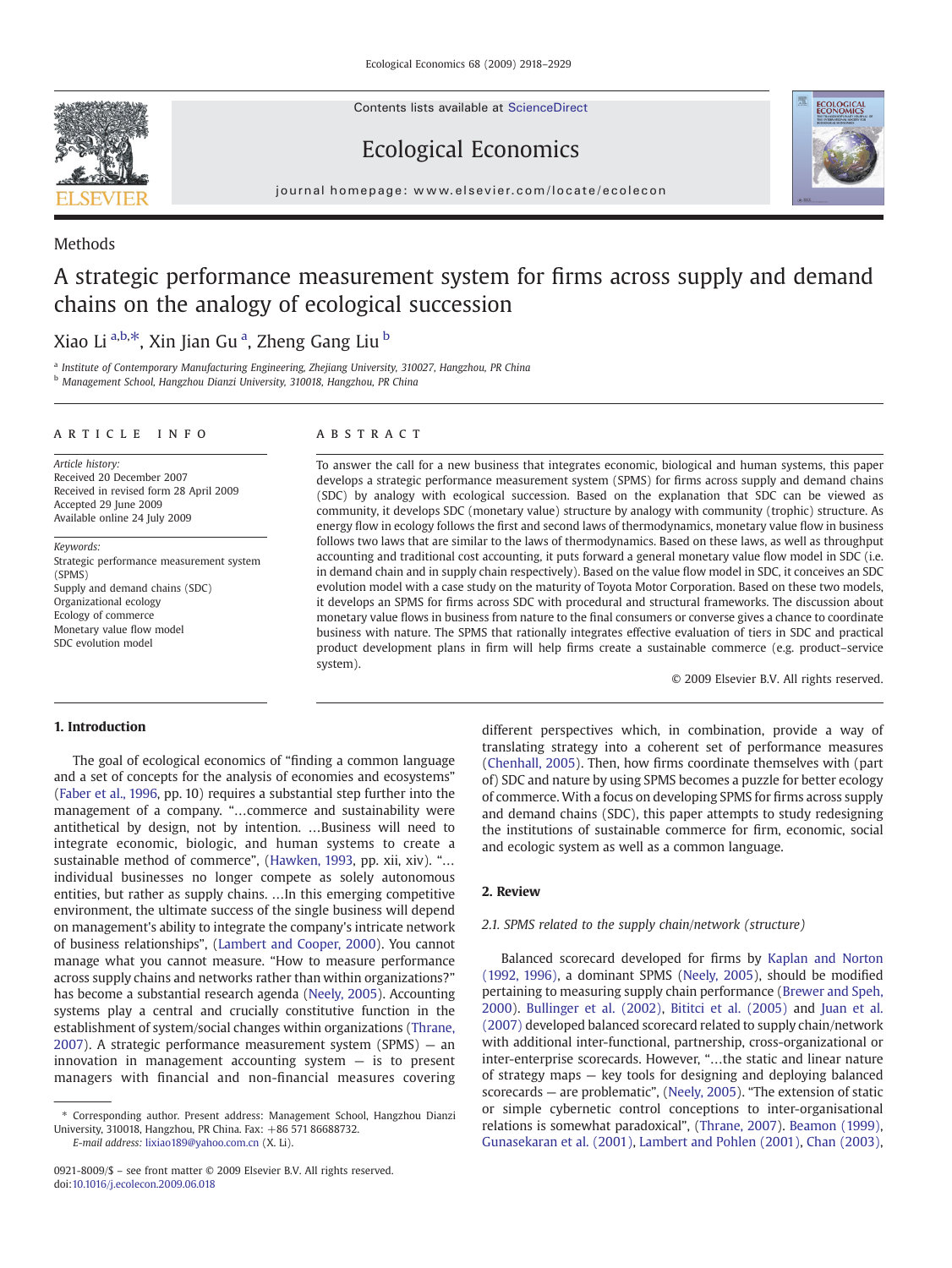Methods

# A strategic performance measurement system for firms across supply and demand chains on the analogy of ecological succession

Xiao Li [a,b,*], Xin Jian Gu [a], Zheng Gang Liu [b]

[a] Institute of Contemporary Manufacturing Engineering, Zhejiang University, 310027, Hangzhou, PR China
[b] Management School, Hangzhou Dianzi University, 310018, Hangzhou, PR China

**ARTICLE INFO**

*Article history:*
Received 20 December 2007
Received in revised form 28 April 2009
Accepted 29 June 2009
Available online 24 July 2009

*Keywords:*
Strategic performance measurement system (SPMS)
Supply and demand chains (SDC)
Organizational ecology
Ecology of commerce
Monetary value flow model
SDC evolution model

**ABSTRACT**

To answer the call for a new business that integrates economic, biological and human systems, this paper develops a strategic performance measurement system (SPMS) for firms across supply and demand chains (SDC) by analogy with ecological succession. Based on the explanation that SDC can be viewed as community, it develops SDC (monetary value) structure by analogy with community (trophic) structure. As energy flow in ecology follows the first and second laws of thermodynamics, monetary value flow in business follows two laws that are similar to the laws of thermodynamics. Based on these laws, as well as throughput accounting and traditional cost accounting, it puts forward a general monetary value flow model in SDC (i.e. in demand chain and in supply chain respectively). Based on the value flow model in SDC, it conceives an SDC evolution model with a case study on the maturity of Toyota Motor Corporation. Based on these two models, it develops an SPMS for firms across SDC with procedural and structural frameworks. The discussion about monetary value flows in business from nature to the final consumers or converse gives a chance to coordinate business with nature. The SPMS that rationally integrates effective evaluation of tiers in SDC and practical product development plans in firm will help firms create a sustainable commerce (e.g. product–service system).

© 2009 Elsevier B.V. All rights reserved.

## 1. Introduction

The goal of ecological economics of "finding a common language and a set of concepts for the analysis of economies and ecosystems" (Faber et al., 1996, pp. 10) requires a substantial step further into the management of a company. "…commerce and sustainability were antithetical by design, not by intention. …Business will need to integrate economic, biologic, and human systems to create a sustainable method of commerce", (Hawken, 1993, pp. xii, xiv). "…individual businesses no longer compete as solely autonomous entities, but rather as supply chains. …In this emerging competitive environment, the ultimate success of the single business will depend on management's ability to integrate the company's intricate network of business relationships", (Lambert and Cooper, 2000). You cannot manage what you cannot measure. "How to measure performance across supply chains and networks rather than within organizations?" has become a substantial research agenda (Neely, 2005). Accounting systems play a central and crucially constitutive function in the establishment of system/social changes within organizations (Thrane, 2007). A strategic performance measurement system (SPMS) — an innovation in management accounting system — is to present managers with financial and non-financial measures covering different perspectives which, in combination, provide a way of translating strategy into a coherent set of performance measures (Chenhall, 2005). Then, how firms coordinate themselves with (part of) SDC and nature by using SPMS becomes a puzzle for better ecology of commerce. With a focus on developing SPMS for firms across supply and demand chains (SDC), this paper attempts to study redesigning the institutions of sustainable commerce for firm, economic, social and ecologic system as well as a common language.

## 2. Review

### 2.1. SPMS related to the supply chain/network (structure)

Balanced scorecard developed for firms by Kaplan and Norton (1992, 1996), a dominant SPMS (Neely, 2005), should be modified pertaining to measuring supply chain performance (Brewer and Speh, 2000). Bullinger et al. (2002), Bititci et al. (2005) and Juan et al. (2007) developed balanced scorecard related to supply chain/network with additional inter-functional, partnership, cross-organizational or inter-enterprise scorecards. However, "…the static and linear nature of strategy maps — key tools for designing and deploying balanced scorecards — are problematic", (Neely, 2005). "The extension of static or simple cybernetic control conceptions to inter-organisational relations is somewhat paradoxical", (Thrane, 2007). Beamon (1999), Gunasekaran et al. (2001), Lambert and Pohlen (2001), Chan (2003),

* Corresponding author. Present address: Management School, Hangzhou Dianzi University, 310018, Hangzhou, PR China. Fax: +86 571 86688732.
*E-mail address:* lixiao189@yahoo.com.cn (X. Li).

0921-8009/$ – see front matter © 2009 Elsevier B.V. All rights reserved.
doi:10.1016/j.ecolecon.2009.06.018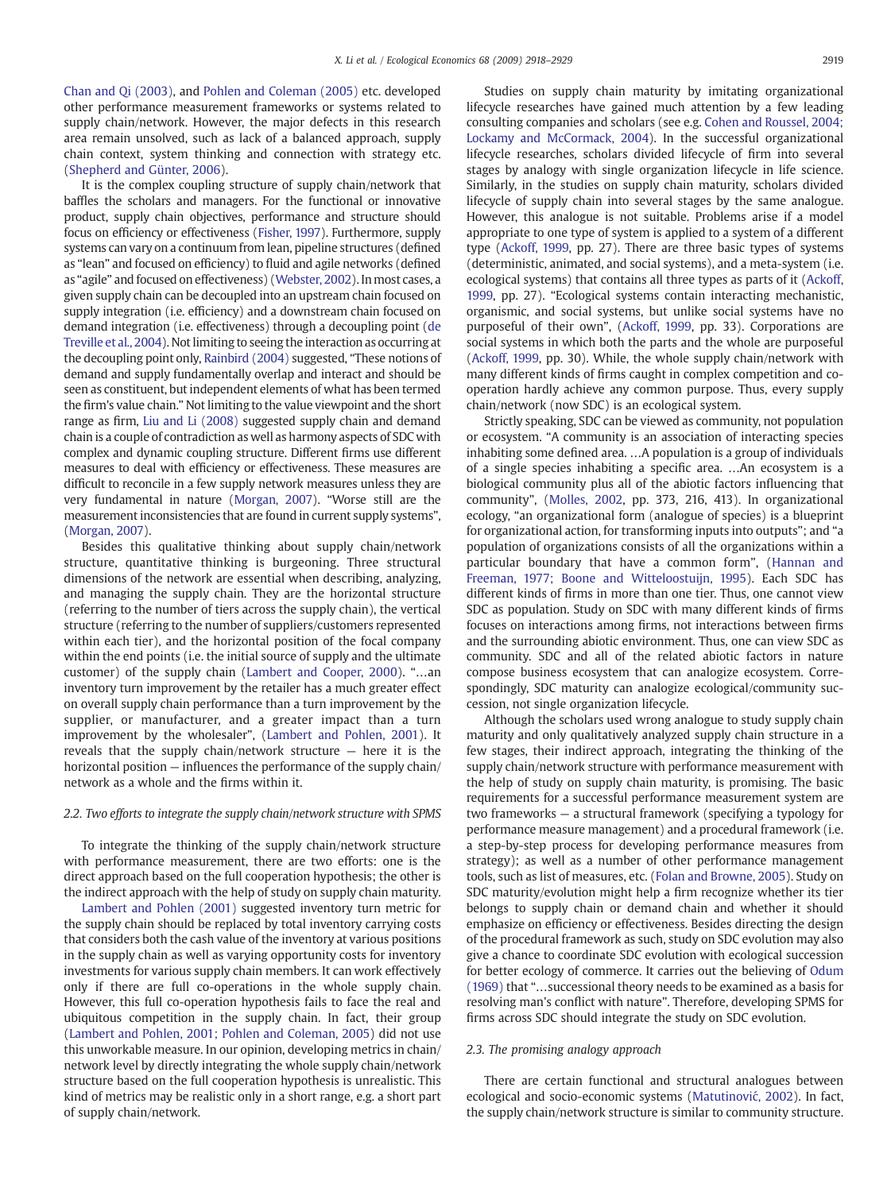Chan and Qi (2003), and Pohlen and Coleman (2005) etc. developed other performance measurement frameworks or systems related to supply chain/network. However, the major defects in this research area remain unsolved, such as lack of a balanced approach, supply chain context, system thinking and connection with strategy etc. (Shepherd and Günter, 2006).

It is the complex coupling structure of supply chain/network that baffles the scholars and managers. For the functional or innovative product, supply chain objectives, performance and structure should focus on efficiency or effectiveness (Fisher, 1997). Furthermore, supply systems can vary on a continuum from lean, pipeline structures (defined as "lean" and focused on efficiency) to fluid and agile networks (defined as "agile" and focused on effectiveness) (Webster, 2002). In most cases, a given supply chain can be decoupled into an upstream chain focused on supply integration (i.e. efficiency) and a downstream chain focused on demand integration (i.e. effectiveness) through a decoupling point (de Treville et al., 2004). Not limiting to seeing the interaction as occurring at the decoupling point only, Rainbird (2004) suggested, "These notions of demand and supply fundamentally overlap and interact and should be seen as constituent, but independent elements of what has been termed the firm's value chain." Not limiting to the value viewpoint and the short range as firm, Liu and Li (2008) suggested supply chain and demand chain is a couple of contradiction as well as harmony aspects of SDC with complex and dynamic coupling structure. Different firms use different measures to deal with efficiency or effectiveness. These measures are difficult to reconcile in a few supply network measures unless they are very fundamental in nature (Morgan, 2007). "Worse still are the measurement inconsistencies that are found in current supply systems", (Morgan, 2007).

Besides this qualitative thinking about supply chain/network structure, quantitative thinking is burgeoning. Three structural dimensions of the network are essential when describing, analyzing, and managing the supply chain. They are the horizontal structure (referring to the number of tiers across the supply chain), the vertical structure (referring to the number of suppliers/customers represented within each tier), and the horizontal position of the focal company within the end points (i.e. the initial source of supply and the ultimate customer) of the supply chain (Lambert and Cooper, 2000). "…an inventory turn improvement by the retailer has a much greater effect on overall supply chain performance than a turn improvement by the supplier, or manufacturer, and a greater impact than a turn improvement by the wholesaler", (Lambert and Pohlen, 2001). It reveals that the supply chain/network structure — here it is the horizontal position — influences the performance of the supply chain/network as a whole and the firms within it.

### 2.2. Two efforts to integrate the supply chain/network structure with SPMS

To integrate the thinking of the supply chain/network structure with performance measurement, there are two efforts: one is the direct approach based on the full cooperation hypothesis; the other is the indirect approach with the help of study on supply chain maturity.

Lambert and Pohlen (2001) suggested inventory turn metric for the supply chain should be replaced by total inventory carrying costs that considers both the cash value of the inventory at various positions in the supply chain as well as varying opportunity costs for inventory investments for various supply chain members. It can work effectively only if there are full co-operations in the whole supply chain. However, this full co-operation hypothesis fails to face the real and ubiquitous competition in the supply chain. In fact, their group (Lambert and Pohlen, 2001; Pohlen and Coleman, 2005) did not use this unworkable measure. In our opinion, developing metrics in chain/network level by directly integrating the whole supply chain/network structure based on the full cooperation hypothesis is unrealistic. This kind of metrics may be realistic only in a short range, e.g. a short part of supply chain/network.

Studies on supply chain maturity by imitating organizational lifecycle researches have gained much attention by a few leading consulting companies and scholars (see e.g. Cohen and Roussel, 2004; Lockamy and McCormack, 2004). In the successful organizational lifecycle researches, scholars divided lifecycle of firm into several stages by analogy with single organization lifecycle in life science. Similarly, in the studies on supply chain maturity, scholars divided lifecycle of supply chain into several stages by the same analogue. However, this analogue is not suitable. Problems arise if a model appropriate to one type of system is applied to a system of a different type (Ackoff, 1999, pp. 27). There are three basic types of systems (deterministic, animated, and social systems), and a meta-system (i.e. ecological systems) that contains all three types as parts of it (Ackoff, 1999, pp. 27). "Ecological systems contain interacting mechanistic, organismic, and social systems, but unlike social systems have no purposeful of their own", (Ackoff, 1999, pp. 33). Corporations are social systems in which both the parts and the whole are purposeful (Ackoff, 1999, pp. 30). While, the whole supply chain/network with many different kinds of firms caught in complex competition and co-operation hardly achieve any common purpose. Thus, every supply chain/network (now SDC) is an ecological system.

Strictly speaking, SDC can be viewed as community, not population or ecosystem. "A community is an association of interacting species inhabiting some defined area. …A population is a group of individuals of a single species inhabiting a specific area. …An ecosystem is a biological community plus all of the abiotic factors influencing that community", (Molles, 2002, pp. 373, 216, 413). In organizational ecology, "an organizational form (analogue of species) is a blueprint for organizational action, for transforming inputs into outputs"; and "a population of organizations consists of all the organizations within a particular boundary that have a common form", (Hannan and Freeman, 1977; Boone and Witteloostuijn, 1995). Each SDC has different kinds of firms in more than one tier. Thus, one cannot view SDC as population. Study on SDC with many different kinds of firms focuses on interactions among firms, not interactions between firms and the surrounding abiotic environment. Thus, one can view SDC as community. SDC and all of the related abiotic factors in nature compose business ecosystem that can analogize ecosystem. Correspondingly, SDC maturity can analogize ecological/community succession, not single organization lifecycle.

Although the scholars used wrong analogue to study supply chain maturity and only qualitatively analyzed supply chain structure in a few stages, their indirect approach, integrating the thinking of the supply chain/network structure with performance measurement with the help of study on supply chain maturity, is promising. The basic requirements for a successful performance measurement system are two frameworks — a structural framework (specifying a typology for performance measure management) and a procedural framework (i.e. a step-by-step process for developing performance measures from strategy); as well as a number of other performance management tools, such as list of measures, etc. (Folan and Browne, 2005). Study on SDC maturity/evolution might help a firm recognize whether its tier belongs to supply chain or demand chain and whether it should emphasize on efficiency or effectiveness. Besides directing the design of the procedural framework as such, study on SDC evolution may also give a chance to coordinate SDC evolution with ecological succession for better ecology of commerce. It carries out the believing of Odum (1969) that "…successional theory needs to be examined as a basis for resolving man's conflict with nature". Therefore, developing SPMS for firms across SDC should integrate the study on SDC evolution.

### 2.3. The promising analogy approach

There are certain functional and structural analogues between ecological and socio-economic systems (Matutinović, 2002). In fact, the supply chain/network structure is similar to community structure.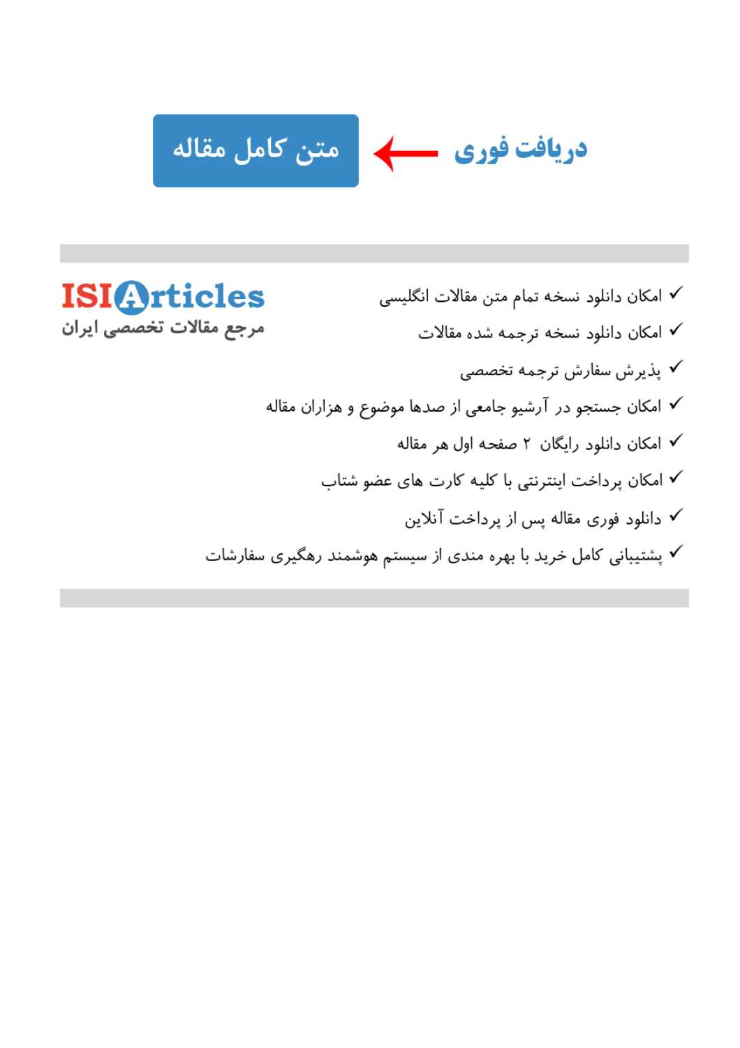دریافت فوری ← **متن کامل مقاله**

**ISIArticles**
مرجع مقالات تخصصی ایران

- ✓ امکان دانلود نسخه تمام متن مقالات انگلیسی
- ✓ امکان دانلود نسخه ترجمه شده مقالات
- ✓ پذیرش سفارش ترجمه تخصصی
- ✓ امکان جستجو در آرشیو جامعی از صدها موضوع و هزاران مقاله
- ✓ امکان دانلود رایگان ۲ صفحه اول هر مقاله
- ✓ امکان پرداخت اینترنتی با کلیه کارت های عضو شتاب
- ✓ دانلود فوری مقاله پس از پرداخت آنلاین
- ✓ پشتیبانی کامل خرید با بهره مندی از سیستم هوشمند رهگیری سفارشات